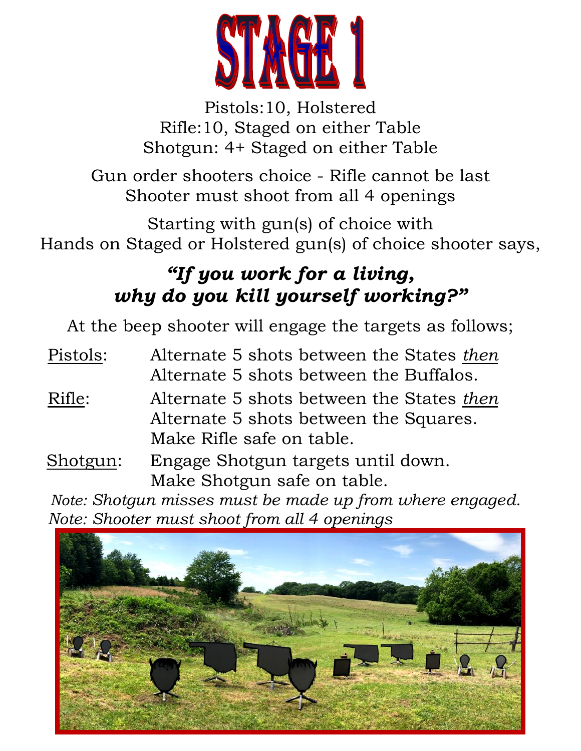# STAGE 1

Pistols:10, Holstered
Rifle:10, Staged on either Table
Shotgun: 4+ Staged on either Table

Gun order shooters choice - Rifle cannot be last
Shooter must shoot from all 4 openings

Starting with gun(s) of choice with
Hands on Staged or Holstered gun(s) of choice shooter says,

***"If you work for a living, why do you kill yourself working?"***

At the beep shooter will engage the targets as follows;

Pistols: Alternate 5 shots between the States *then* Alternate 5 shots between the Buffalos.

Rifle: Alternate 5 shots between the States *then* Alternate 5 shots between the Squares. Make Rifle safe on table.

Shotgun: Engage Shotgun targets until down. Make Shotgun safe on table.

*Note: Shotgun misses must be made up from where engaged.*
*Note: Shooter must shoot from all 4 openings*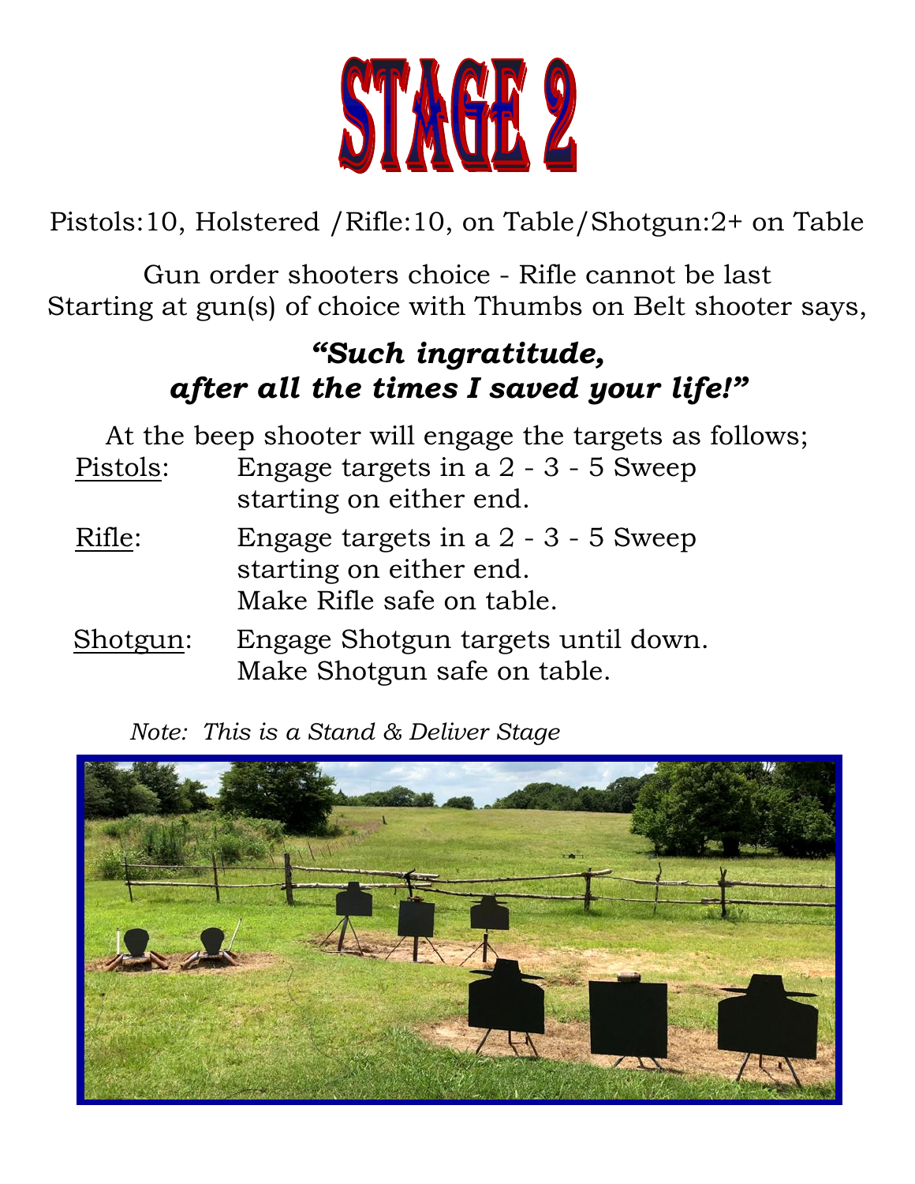# STAGE 2

Pistols:10, Holstered /Rifle:10, on Table/Shotgun:2+ on Table

Gun order shooters choice - Rifle cannot be last
Starting at gun(s) of choice with Thumbs on Belt shooter says,

***"Such ingratitude, after all the times I saved your life!"***

At the beep shooter will engage the targets as follows;

Pistols: Engage targets in a 2 - 3 - 5 Sweep starting on either end.

Rifle: Engage targets in a 2 - 3 - 5 Sweep starting on either end. Make Rifle safe on table.

Shotgun: Engage Shotgun targets until down. Make Shotgun safe on table.

*Note: This is a Stand & Deliver Stage*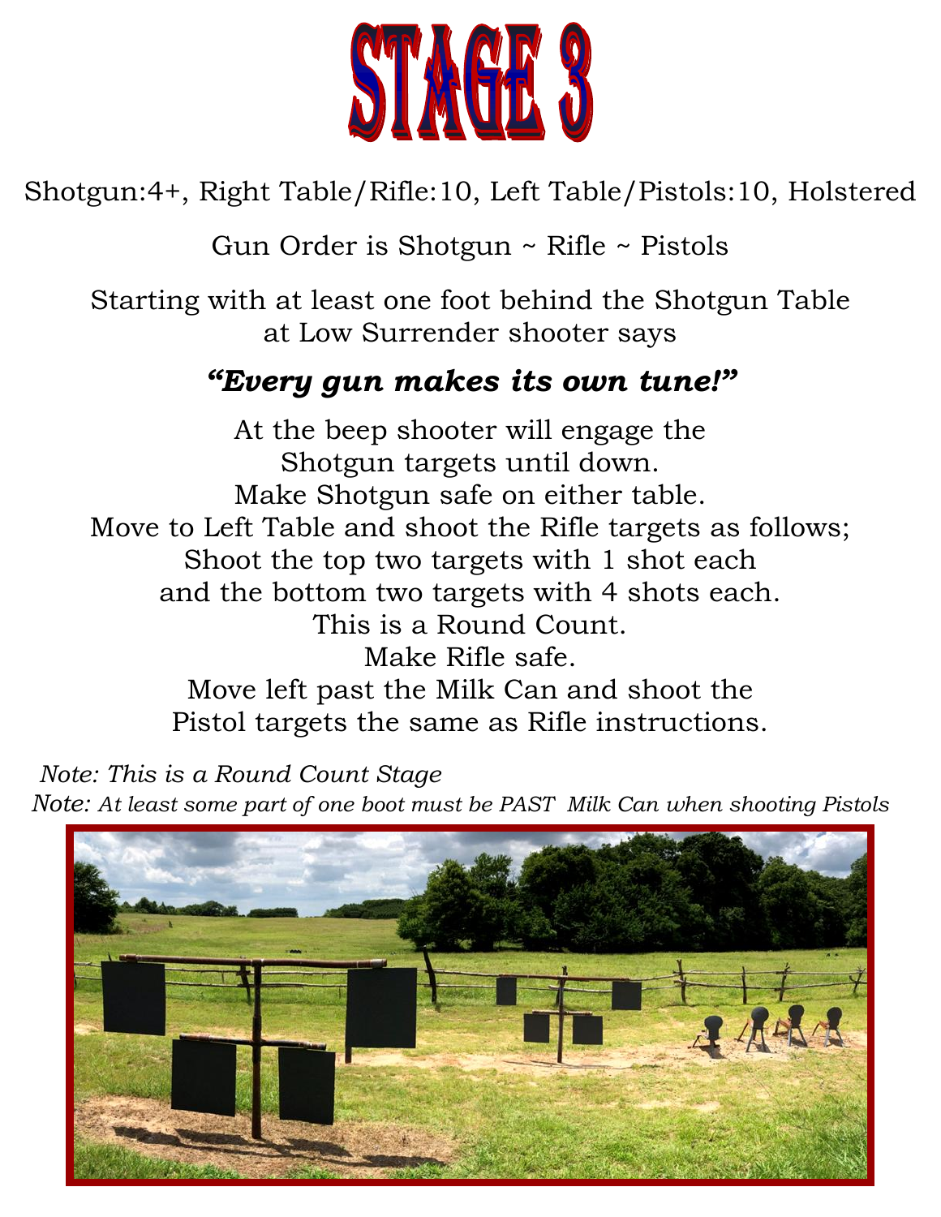# STAGE 3

Shotgun:4+, Right Table/Rifle:10, Left Table/Pistols:10, Holstered

Gun Order is Shotgun ~ Rifle ~ Pistols

Starting with at least one foot behind the Shotgun Table at Low Surrender shooter says

***"Every gun makes its own tune!"***

At the beep shooter will engage the Shotgun targets until down.
Make Shotgun safe on either table.
Move to Left Table and shoot the Rifle targets as follows;
Shoot the top two targets with 1 shot each and the bottom two targets with 4 shots each.
This is a Round Count.
Make Rifle safe.
Move left past the Milk Can and shoot the Pistol targets the same as Rifle instructions.

*Note: This is a Round Count Stage*

*Note: At least some part of one boot must be PAST Milk Can when shooting Pistols*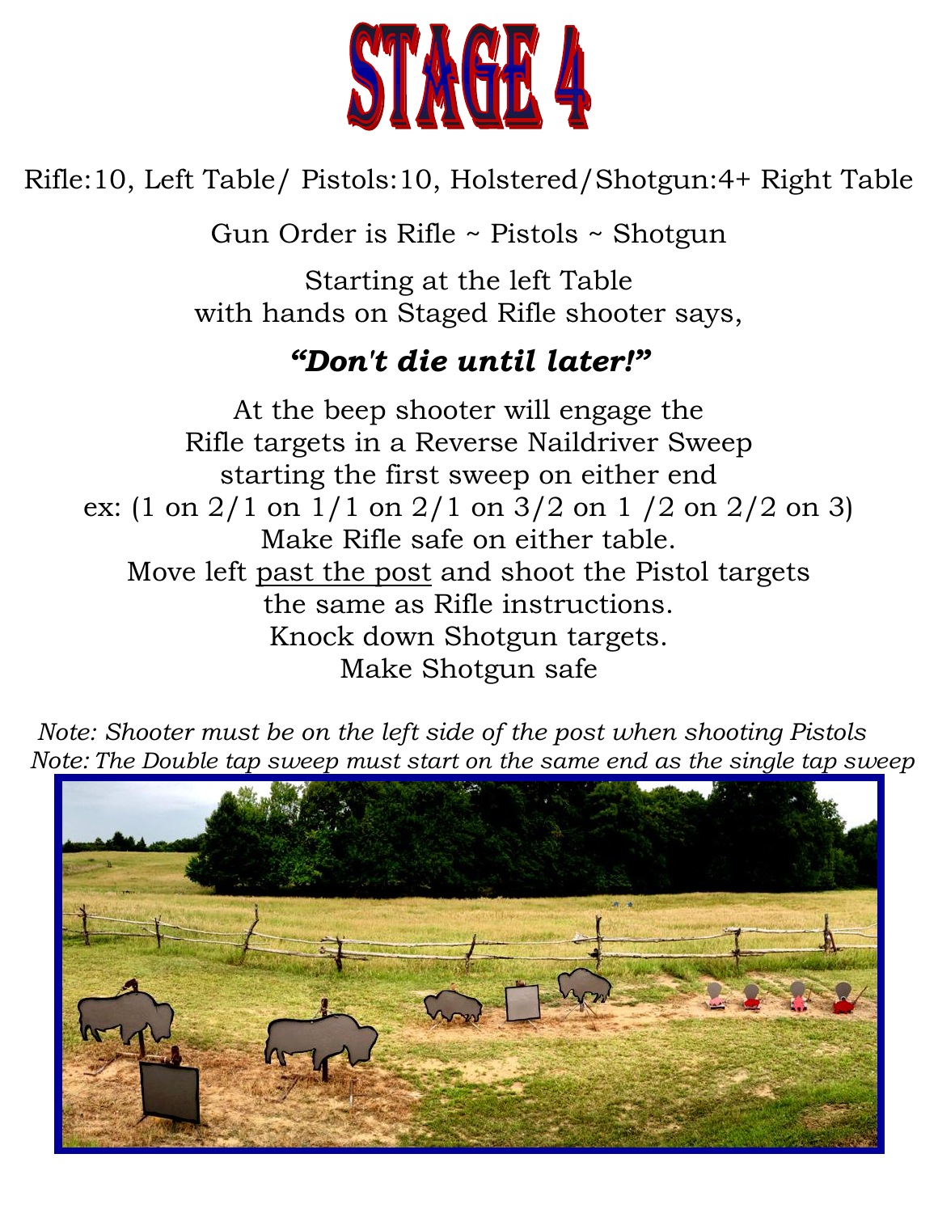# STAGE 4

Rifle:10, Left Table/ Pistols:10, Holstered/Shotgun:4+ Right Table

Gun Order is Rifle ~ Pistols ~ Shotgun

Starting at the left Table
with hands on Staged Rifle shooter says,

***"Don't die until later!"***

At the beep shooter will engage the
Rifle targets in a Reverse Naildriver Sweep
starting the first sweep on either end
ex: (1 on 2/1 on 1/1 on 2/1 on 3/2 on 1 /2 on 2/2 on 3)
Make Rifle safe on either table.
Move left past the post and shoot the Pistol targets
the same as Rifle instructions.
Knock down Shotgun targets.
Make Shotgun safe

*Note: Shooter must be on the left side of the post when shooting Pistols*
*Note: The Double tap sweep must start on the same end as the single tap sweep*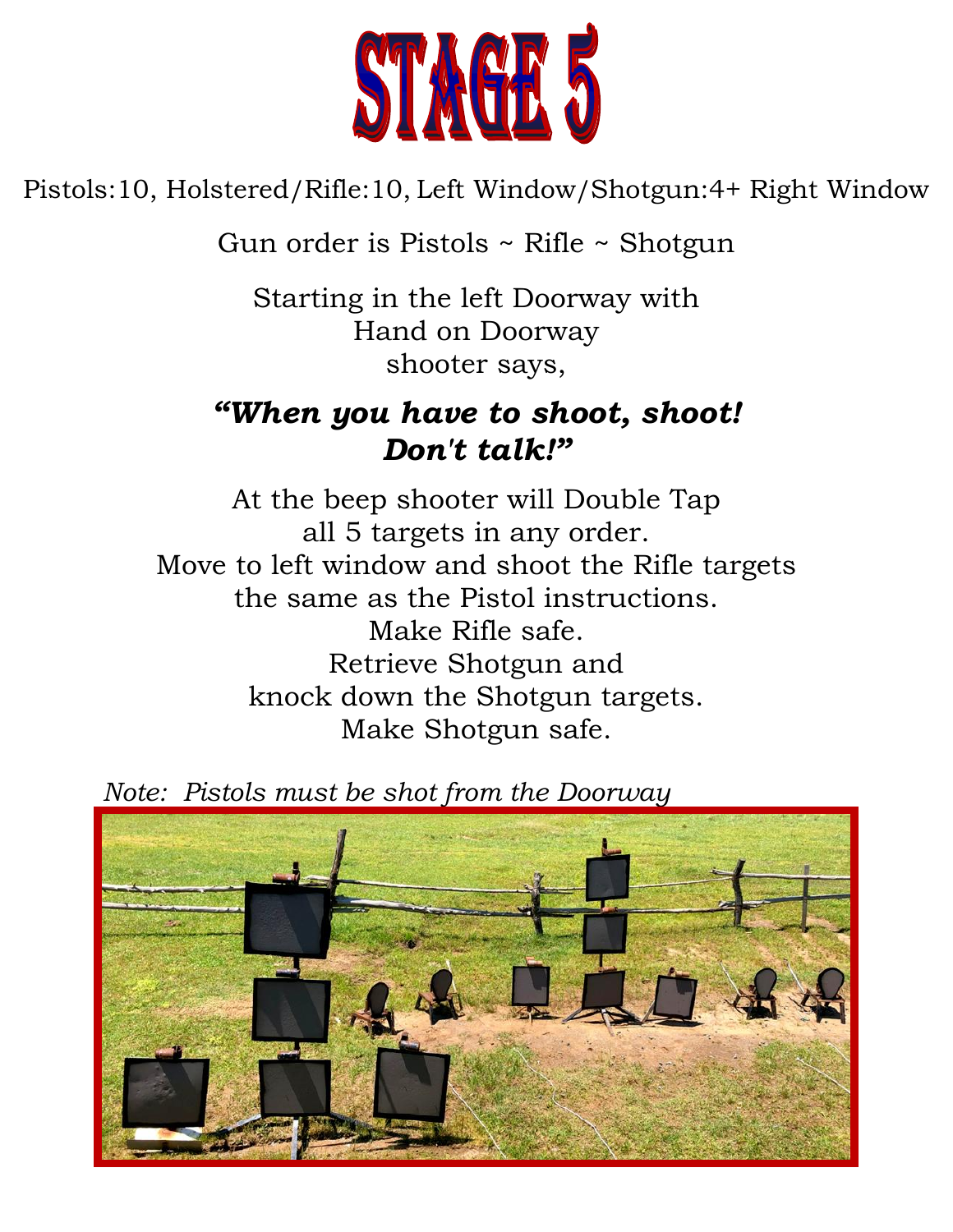# STAGE 5

Pistols:10, Holstered/Rifle:10, Left Window/Shotgun:4+ Right Window

Gun order is Pistols ~ Rifle ~ Shotgun

Starting in the left Doorway with
Hand on Doorway
shooter says,

***"When you have to shoot, shoot!
Don't talk!"***

At the beep shooter will Double Tap
all 5 targets in any order.
Move to left window and shoot the Rifle targets
the same as the Pistol instructions.
Make Rifle safe.
Retrieve Shotgun and
knock down the Shotgun targets.
Make Shotgun safe.

*Note: Pistols must be shot from the Doorway*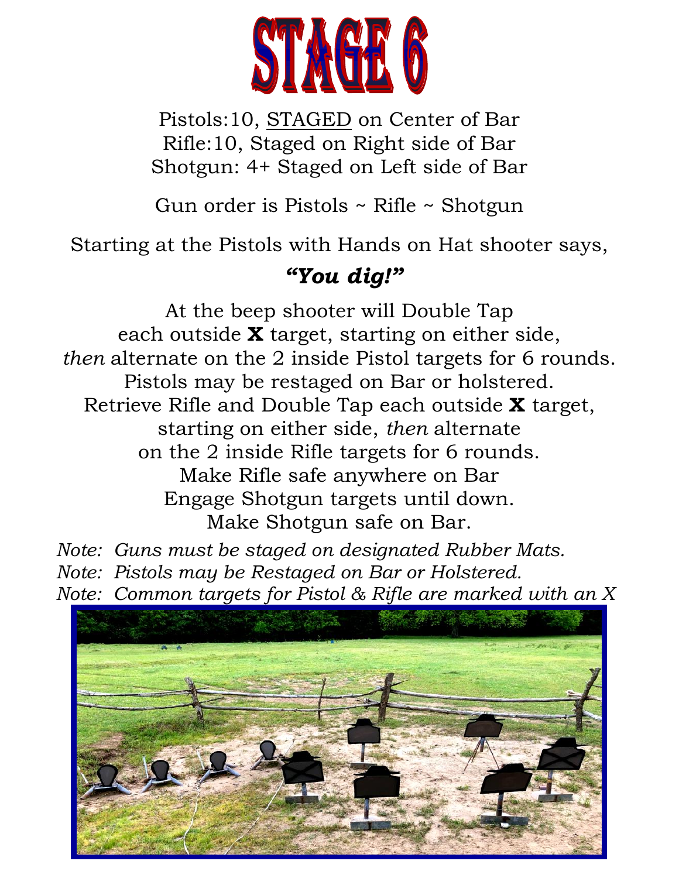# STAGE 6

Pistols:10, STAGED on Center of Bar
Rifle:10, Staged on Right side of Bar
Shotgun: 4+ Staged on Left side of Bar

Gun order is Pistols ~ Rifle ~ Shotgun

Starting at the Pistols with Hands on Hat shooter says,

***"You dig!"***

At the beep shooter will Double Tap each outside **X** target, starting on either side, *then* alternate on the 2 inside Pistol targets for 6 rounds.
Pistols may be restaged on Bar or holstered.
Retrieve Rifle and Double Tap each outside **X** target, starting on either side, *then* alternate on the 2 inside Rifle targets for 6 rounds.
Make Rifle safe anywhere on Bar
Engage Shotgun targets until down.
Make Shotgun safe on Bar.

*Note: Guns must be staged on designated Rubber Mats.*
*Note: Pistols may be Restaged on Bar or Holstered.*
*Note: Common targets for Pistol & Rifle are marked with an X*